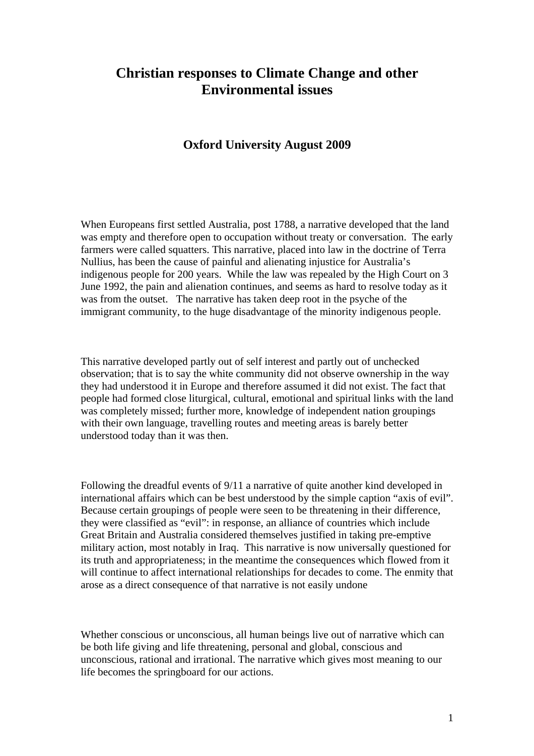# Christian responses to Climate Change and other Environmental issues

## Oxford University August 2009

When Europeans first settled Australia, post 1788, a narrative developed that the land was empty and therefore open to occupation without treaty or conversation. The early farmers were called squatters. This narrative, placed into law in the doctrine of Terra Nullius, has been the cause of painful and alienating injustice for Australia's indigenous people for 200 years. While the law was repealed by the High Court on 3 June 1992, the pain and alienation continues, and seems as hard to resolve today as it was from the outset. The narrative has taken deep root in the psyche of the immigrant community, to the huge disadvantage of the minority indigenous people.

This narrative developed partly out of self interest and partly out of unchecked observation; that is to say the white community did not observe ownership in the way they had understood it in Europe and therefore assumed it did not exist. The fact that people had formed close liturgical, cultural, emotional and spiritual links with the land was completely missed; further more, knowledge of independent nation groupings with their own language, travelling routes and meeting areas is barely better understood today than it was then.

Following the dreadful events of 9/11 a narrative of quite another kind developed in international affairs which can be best understood by the simple caption "axis of evil". Because certain groupings of people were seen to be threatening in their difference, they were classified as "evil": in response, an alliance of countries which include Great Britain and Australia considered themselves justified in taking pre-emptive military action, most notably in Iraq. This narrative is now universally questioned for its truth and appropriateness; in the meantime the consequences which flowed from it will continue to affect international relationships for decades to come. The enmity that arose as a direct consequence of that narrative is not easily undone

Whether conscious or unconscious, all human beings live out of narrative which can be both life giving and life threatening, personal and global, conscious and unconscious, rational and irrational. The narrative which gives most meaning to our life becomes the springboard for our actions.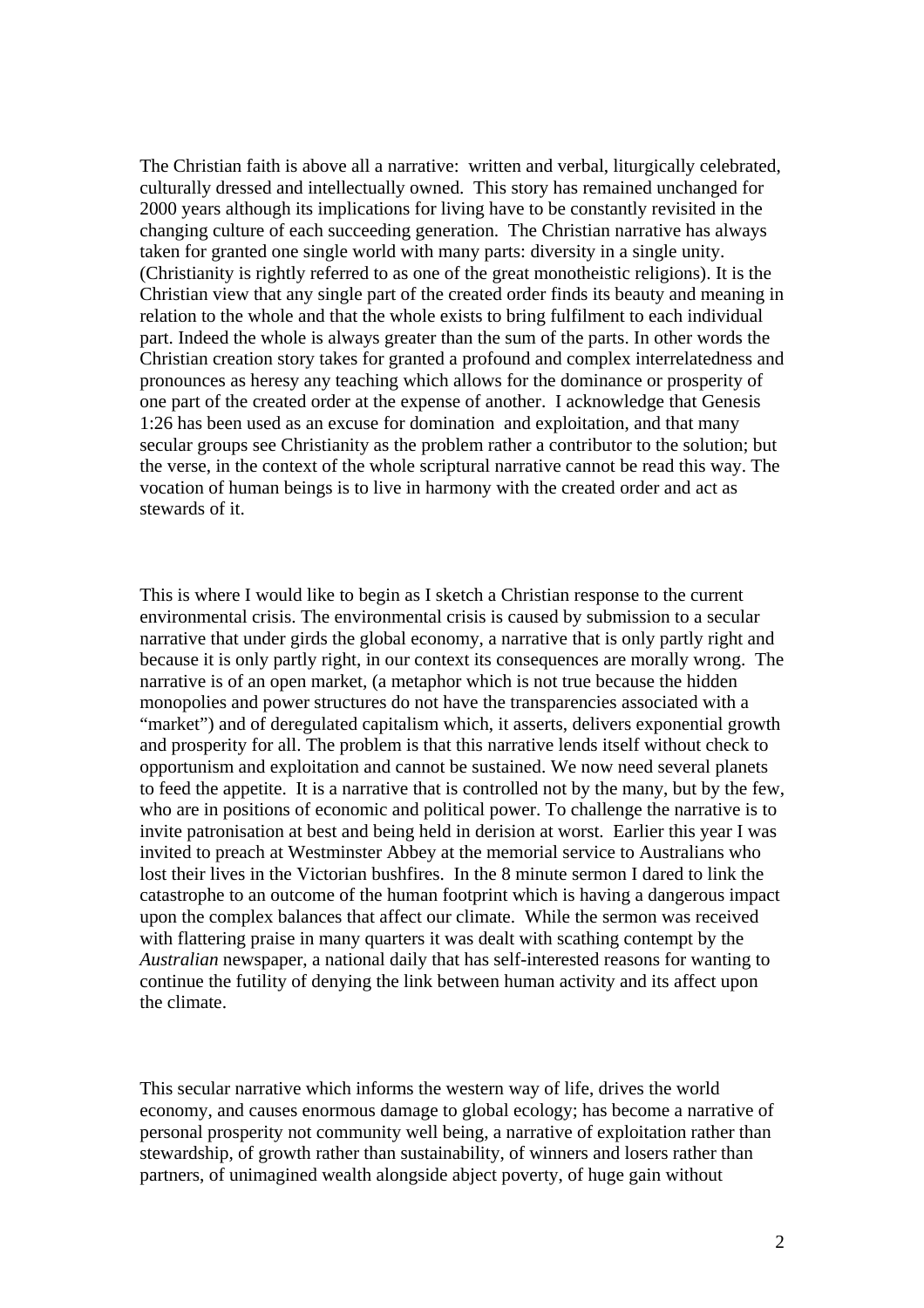The Christian faith is above all a narrative: written and verbal, liturgically celebrated, culturally dressed and intellectually owned. This story has remained unchanged for 2000 years although its implications for living have to be constantly revisited in the changing culture of each succeeding generation. The Christian narrative has always taken for granted one single world with many parts: diversity in a single unity. (Christianity is rightly referred to as one of the great monotheistic religions). It is the Christian view that any single part of the created order finds its beauty and meaning in relation to the whole and that the whole exists to bring fulfilment to each individual part. Indeed the whole is always greater than the sum of the parts. In other words the Christian creation story takes for granted a profound and complex interrelatedness and pronounces as heresy any teaching which allows for the dominance or prosperity of one part of the created order at the expense of another. I acknowledge that Genesis 1:26 has been used as an excuse for domination and exploitation, and that many secular groups see Christianity as the problem rather a contributor to the solution; but the verse, in the context of the whole scriptural narrative cannot be read this way. The vocation of human beings is to live in harmony with the created order and act as stewards of it.

This is where I would like to begin as I sketch a Christian response to the current environmental crisis. The environmental crisis is caused by submission to a secular narrative that under girds the global economy, a narrative that is only partly right and because it is only partly right, in our context its consequences are morally wrong. The narrative is of an open market, (a metaphor which is not true because the hidden monopolies and power structures do not have the transparencies associated with a "market") and of deregulated capitalism which, it asserts, delivers exponential growth and prosperity for all. The problem is that this narrative lends itself without check to opportunism and exploitation and cannot be sustained. We now need several planets to feed the appetite. It is a narrative that is controlled not by the many, but by the few, who are in positions of economic and political power. To challenge the narrative is to invite patronisation at best and being held in derision at worst. Earlier this year I was invited to preach at Westminster Abbey at the memorial service to Australians who lost their lives in the Victorian bushfires. In the 8 minute sermon I dared to link the catastrophe to an outcome of the human footprint which is having a dangerous impact upon the complex balances that affect our climate. While the sermon was received with flattering praise in many quarters it was dealt with scathing contempt by the *Australian* newspaper, a national daily that has self-interested reasons for wanting to continue the futility of denying the link between human activity and its affect upon the climate.

This secular narrative which informs the western way of life, drives the world economy, and causes enormous damage to global ecology; has become a narrative of personal prosperity not community well being, a narrative of exploitation rather than stewardship, of growth rather than sustainability, of winners and losers rather than partners, of unimagined wealth alongside abject poverty, of huge gain without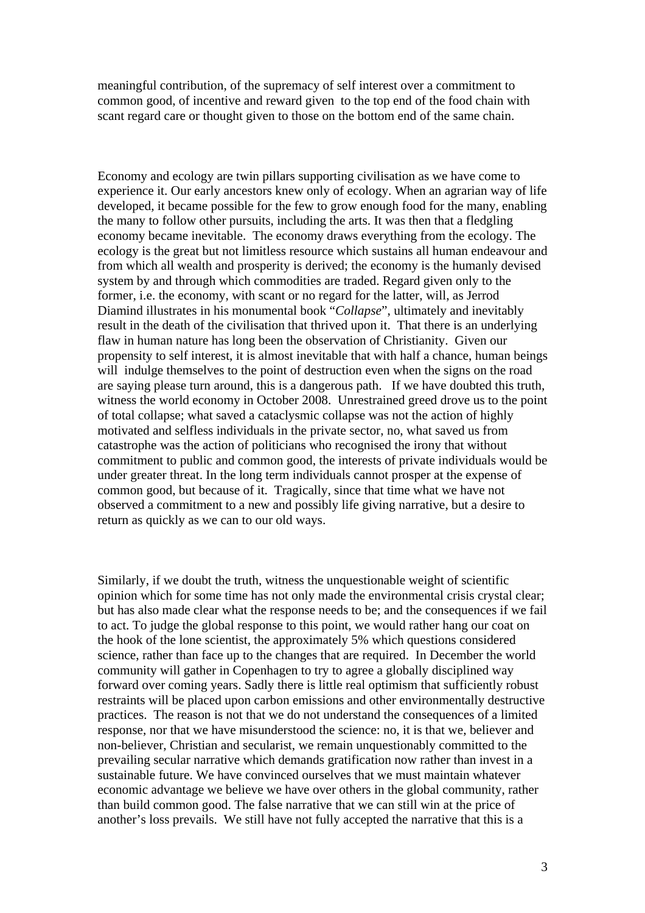meaningful contribution, of the supremacy of self interest over a commitment to common good, of incentive and reward given to the top end of the food chain with scant regard care or thought given to those on the bottom end of the same chain.

Economy and ecology are twin pillars supporting civilisation as we have come to experience it. Our early ancestors knew only of ecology. When an agrarian way of life developed, it became possible for the few to grow enough food for the many, enabling the many to follow other pursuits, including the arts. It was then that a fledgling economy became inevitable. The economy draws everything from the ecology. The ecology is the great but not limitless resource which sustains all human endeavour and from which all wealth and prosperity is derived; the economy is the humanly devised system by and through which commodities are traded. Regard given only to the former, i.e. the economy, with scant or no regard for the latter, will, as Jerrod Diamind illustrates in his monumental book "*Collapse*", ultimately and inevitably result in the death of the civilisation that thrived upon it. That there is an underlying flaw in human nature has long been the observation of Christianity. Given our propensity to self interest, it is almost inevitable that with half a chance, human beings will indulge themselves to the point of destruction even when the signs on the road are saying please turn around, this is a dangerous path. If we have doubted this truth, witness the world economy in October 2008. Unrestrained greed drove us to the point of total collapse; what saved a cataclysmic collapse was not the action of highly motivated and selfless individuals in the private sector, no, what saved us from catastrophe was the action of politicians who recognised the irony that without commitment to public and common good, the interests of private individuals would be under greater threat. In the long term individuals cannot prosper at the expense of common good, but because of it. Tragically, since that time what we have not observed a commitment to a new and possibly life giving narrative, but a desire to return as quickly as we can to our old ways.

Similarly, if we doubt the truth, witness the unquestionable weight of scientific opinion which for some time has not only made the environmental crisis crystal clear; but has also made clear what the response needs to be; and the consequences if we fail to act. To judge the global response to this point, we would rather hang our coat on the hook of the lone scientist, the approximately 5% which questions considered science, rather than face up to the changes that are required. In December the world community will gather in Copenhagen to try to agree a globally disciplined way forward over coming years. Sadly there is little real optimism that sufficiently robust restraints will be placed upon carbon emissions and other environmentally destructive practices. The reason is not that we do not understand the consequences of a limited response, nor that we have misunderstood the science: no, it is that we, believer and non-believer, Christian and secularist, we remain unquestionably committed to the prevailing secular narrative which demands gratification now rather than invest in a sustainable future. We have convinced ourselves that we must maintain whatever economic advantage we believe we have over others in the global community, rather than build common good. The false narrative that we can still win at the price of another's loss prevails. We still have not fully accepted the narrative that this is a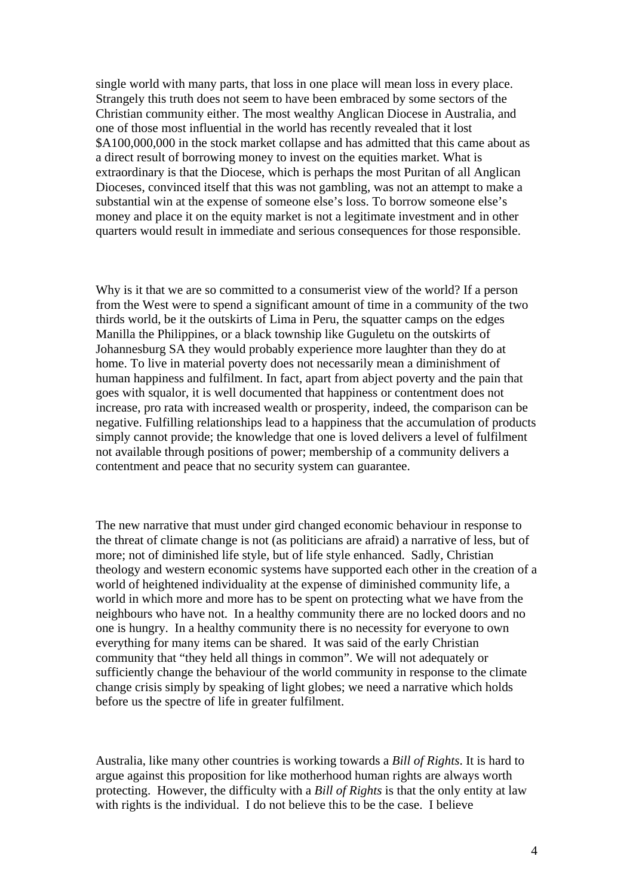single world with many parts, that loss in one place will mean loss in every place. Strangely this truth does not seem to have been embraced by some sectors of the Christian community either. The most wealthy Anglican Diocese in Australia, and one of those most influential in the world has recently revealed that it lost $A100,000,000 in the stock market collapse and has admitted that this came about as a direct result of borrowing money to invest on the equities market. What is extraordinary is that the Diocese, which is perhaps the most Puritan of all Anglican Dioceses, convinced itself that this was not gambling, was not an attempt to make a substantial win at the expense of someone else's loss. To borrow someone else's money and place it on the equity market is not a legitimate investment and in other quarters would result in immediate and serious consequences for those responsible.

Why is it that we are so committed to a consumerist view of the world? If a person from the West were to spend a significant amount of time in a community of the two thirds world, be it the outskirts of Lima in Peru, the squatter camps on the edges Manilla the Philippines, or a black township like Guguletu on the outskirts of Johannesburg SA they would probably experience more laughter than they do at home. To live in material poverty does not necessarily mean a diminishment of human happiness and fulfilment. In fact, apart from abject poverty and the pain that goes with squalor, it is well documented that happiness or contentment does not increase, pro rata with increased wealth or prosperity, indeed, the comparison can be negative. Fulfilling relationships lead to a happiness that the accumulation of products simply cannot provide; the knowledge that one is loved delivers a level of fulfilment not available through positions of power; membership of a community delivers a contentment and peace that no security system can guarantee.

The new narrative that must under gird changed economic behaviour in response to the threat of climate change is not (as politicians are afraid) a narrative of less, but of more; not of diminished life style, but of life style enhanced. Sadly, Christian theology and western economic systems have supported each other in the creation of a world of heightened individuality at the expense of diminished community life, a world in which more and more has to be spent on protecting what we have from the neighbours who have not. In a healthy community there are no locked doors and no one is hungry. In a healthy community there is no necessity for everyone to own everything for many items can be shared. It was said of the early Christian community that "they held all things in common". We will not adequately or sufficiently change the behaviour of the world community in response to the climate change crisis simply by speaking of light globes; we need a narrative which holds before us the spectre of life in greater fulfilment.

Australia, like many other countries is working towards a *Bill of Rights*. It is hard to argue against this proposition for like motherhood human rights are always worth protecting. However, the difficulty with a *Bill of Rights* is that the only entity at law with rights is the individual. I do not believe this to be the case. I believe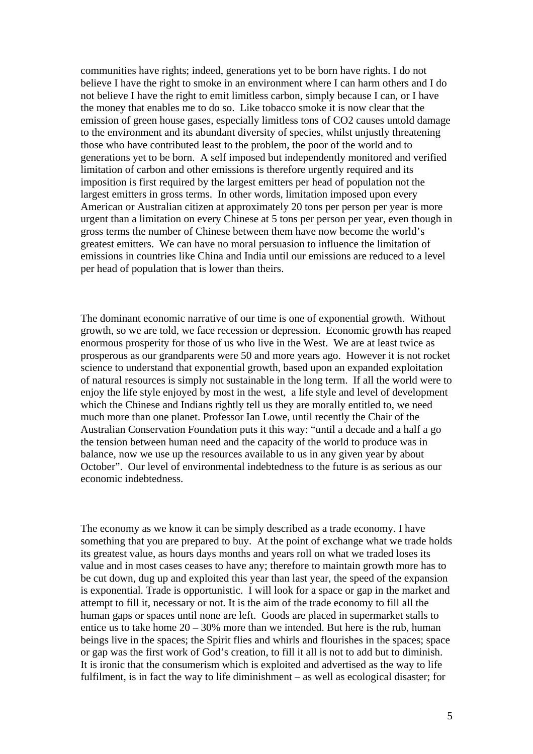communities have rights; indeed, generations yet to be born have rights. I do not believe I have the right to smoke in an environment where I can harm others and I do not believe I have the right to emit limitless carbon, simply because I can, or I have the money that enables me to do so. Like tobacco smoke it is now clear that the emission of green house gases, especially limitless tons of $CO_2$ causes untold damage to the environment and its abundant diversity of species, whilst unjustly threatening those who have contributed least to the problem, the poor of the world and to generations yet to be born. A self imposed but independently monitored and verified limitation of carbon and other emissions is therefore urgently required and its imposition is first required by the largest emitters per head of population not the largest emitters in gross terms. In other words, limitation imposed upon every American or Australian citizen at approximately 20 tons per person per year is more urgent than a limitation on every Chinese at 5 tons per person per year, even though in gross terms the number of Chinese between them have now become the world's greatest emitters. We can have no moral persuasion to influence the limitation of emissions in countries like China and India until our emissions are reduced to a level per head of population that is lower than theirs.

The dominant economic narrative of our time is one of exponential growth. Without growth, so we are told, we face recession or depression. Economic growth has reaped enormous prosperity for those of us who live in the West. We are at least twice as prosperous as our grandparents were 50 and more years ago. However it is not rocket science to understand that exponential growth, based upon an expanded exploitation of natural resources is simply not sustainable in the long term. If all the world were to enjoy the life style enjoyed by most in the west, a life style and level of development which the Chinese and Indians rightly tell us they are morally entitled to, we need much more than one planet. Professor Ian Lowe, until recently the Chair of the Australian Conservation Foundation puts it this way: "until a decade and a half a go the tension between human need and the capacity of the world to produce was in balance, now we use up the resources available to us in any given year by about October". Our level of environmental indebtedness to the future is as serious as our economic indebtedness.

The economy as we know it can be simply described as a trade economy. I have something that you are prepared to buy. At the point of exchange what we trade holds its greatest value, as hours days months and years roll on what we traded loses its value and in most cases ceases to have any; therefore to maintain growth more has to be cut down, dug up and exploited this year than last year, the speed of the expansion is exponential. Trade is opportunistic. I will look for a space or gap in the market and attempt to fill it, necessary or not. It is the aim of the trade economy to fill all the human gaps or spaces until none are left. Goods are placed in supermarket stalls to entice us to take home 20 – 30% more than we intended. But here is the rub, human beings live in the spaces; the Spirit flies and whirls and flourishes in the spaces; space or gap was the first work of God's creation, to fill it all is not to add but to diminish. It is ironic that the consumerism which is exploited and advertised as the way to life fulfilment, is in fact the way to life diminishment – as well as ecological disaster; for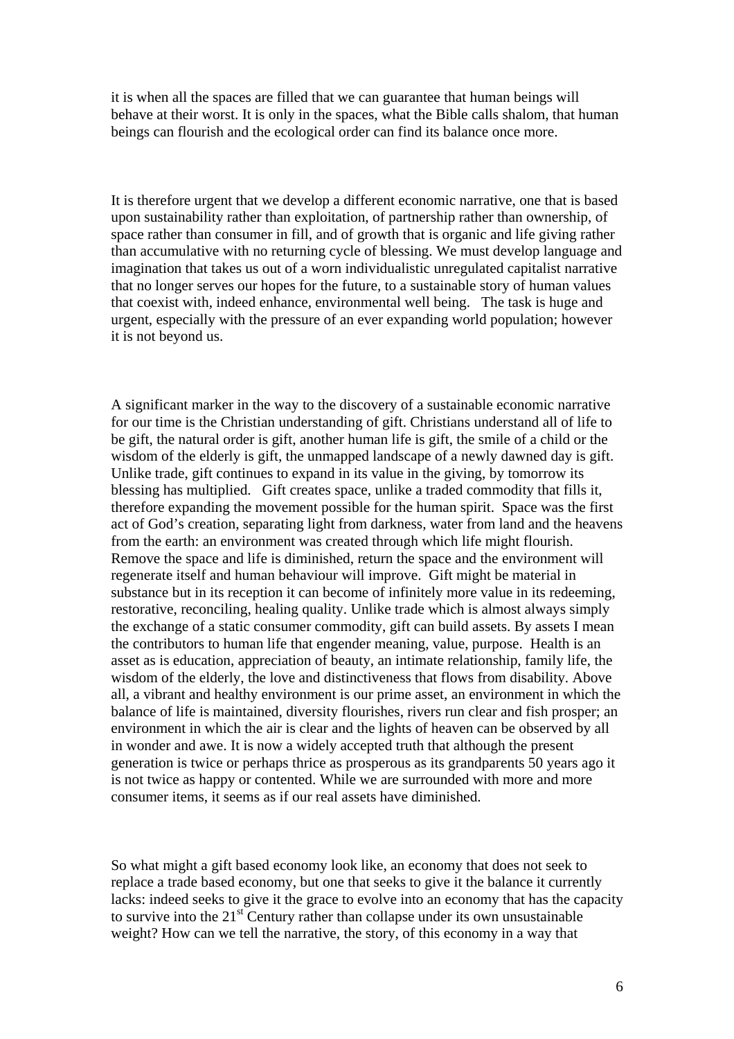it is when all the spaces are filled that we can guarantee that human beings will behave at their worst. It is only in the spaces, what the Bible calls shalom, that human beings can flourish and the ecological order can find its balance once more.

It is therefore urgent that we develop a different economic narrative, one that is based upon sustainability rather than exploitation, of partnership rather than ownership, of space rather than consumer in fill, and of growth that is organic and life giving rather than accumulative with no returning cycle of blessing. We must develop language and imagination that takes us out of a worn individualistic unregulated capitalist narrative that no longer serves our hopes for the future, to a sustainable story of human values that coexist with, indeed enhance, environmental well being. The task is huge and urgent, especially with the pressure of an ever expanding world population; however it is not beyond us.

A significant marker in the way to the discovery of a sustainable economic narrative for our time is the Christian understanding of gift. Christians understand all of life to be gift, the natural order is gift, another human life is gift, the smile of a child or the wisdom of the elderly is gift, the unmapped landscape of a newly dawned day is gift. Unlike trade, gift continues to expand in its value in the giving, by tomorrow its blessing has multiplied. Gift creates space, unlike a traded commodity that fills it, therefore expanding the movement possible for the human spirit. Space was the first act of God's creation, separating light from darkness, water from land and the heavens from the earth: an environment was created through which life might flourish. Remove the space and life is diminished, return the space and the environment will regenerate itself and human behaviour will improve. Gift might be material in substance but in its reception it can become of infinitely more value in its redeeming, restorative, reconciling, healing quality. Unlike trade which is almost always simply the exchange of a static consumer commodity, gift can build assets. By assets I mean the contributors to human life that engender meaning, value, purpose. Health is an asset as is education, appreciation of beauty, an intimate relationship, family life, the wisdom of the elderly, the love and distinctiveness that flows from disability. Above all, a vibrant and healthy environment is our prime asset, an environment in which the balance of life is maintained, diversity flourishes, rivers run clear and fish prosper; an environment in which the air is clear and the lights of heaven can be observed by all in wonder and awe. It is now a widely accepted truth that although the present generation is twice or perhaps thrice as prosperous as its grandparents 50 years ago it is not twice as happy or contented. While we are surrounded with more and more consumer items, it seems as if our real assets have diminished.

So what might a gift based economy look like, an economy that does not seek to replace a trade based economy, but one that seeks to give it the balance it currently lacks: indeed seeks to give it the grace to evolve into an economy that has the capacity to survive into the 21st Century rather than collapse under its own unsustainable weight? How can we tell the narrative, the story, of this economy in a way that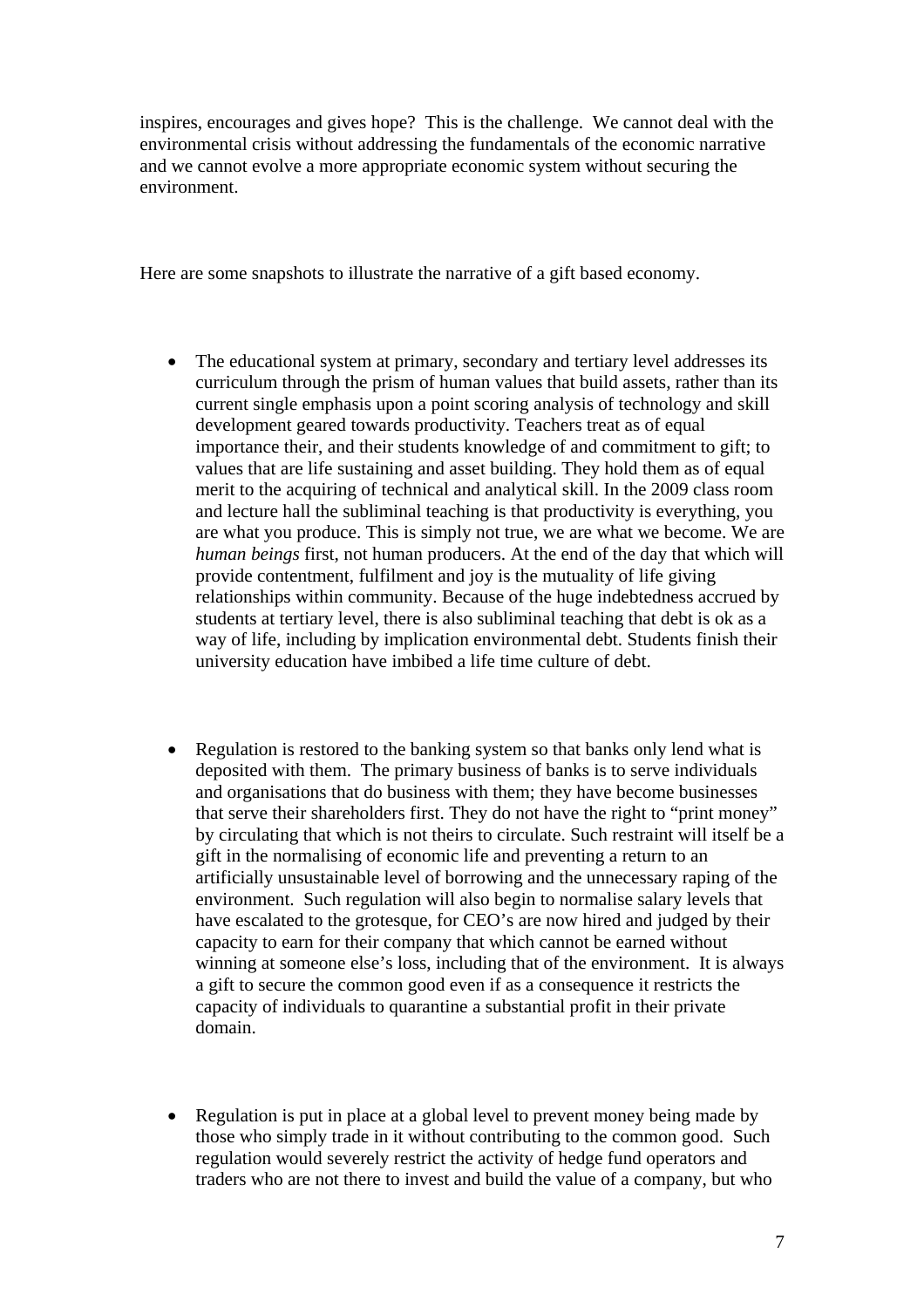inspires, encourages and gives hope? This is the challenge. We cannot deal with the environmental crisis without addressing the fundamentals of the economic narrative and we cannot evolve a more appropriate economic system without securing the environment.

Here are some snapshots to illustrate the narrative of a gift based economy.

- The educational system at primary, secondary and tertiary level addresses its curriculum through the prism of human values that build assets, rather than its current single emphasis upon a point scoring analysis of technology and skill development geared towards productivity. Teachers treat as of equal importance their, and their students knowledge of and commitment to gift; to values that are life sustaining and asset building. They hold them as of equal merit to the acquiring of technical and analytical skill. In the 2009 class room and lecture hall the subliminal teaching is that productivity is everything, you are what you produce. This is simply not true, we are what we become. We are *human beings* first, not human producers. At the end of the day that which will provide contentment, fulfilment and joy is the mutuality of life giving relationships within community. Because of the huge indebtedness accrued by students at tertiary level, there is also subliminal teaching that debt is ok as a way of life, including by implication environmental debt. Students finish their university education have imbibed a life time culture of debt.

- Regulation is restored to the banking system so that banks only lend what is deposited with them. The primary business of banks is to serve individuals and organisations that do business with them; they have become businesses that serve their shareholders first. They do not have the right to "print money" by circulating that which is not theirs to circulate. Such restraint will itself be a gift in the normalising of economic life and preventing a return to an artificially unsustainable level of borrowing and the unnecessary raping of the environment. Such regulation will also begin to normalise salary levels that have escalated to the grotesque, for CEO's are now hired and judged by their capacity to earn for their company that which cannot be earned without winning at someone else's loss, including that of the environment. It is always a gift to secure the common good even if as a consequence it restricts the capacity of individuals to quarantine a substantial profit in their private domain.

- Regulation is put in place at a global level to prevent money being made by those who simply trade in it without contributing to the common good. Such regulation would severely restrict the activity of hedge fund operators and traders who are not there to invest and build the value of a company, but who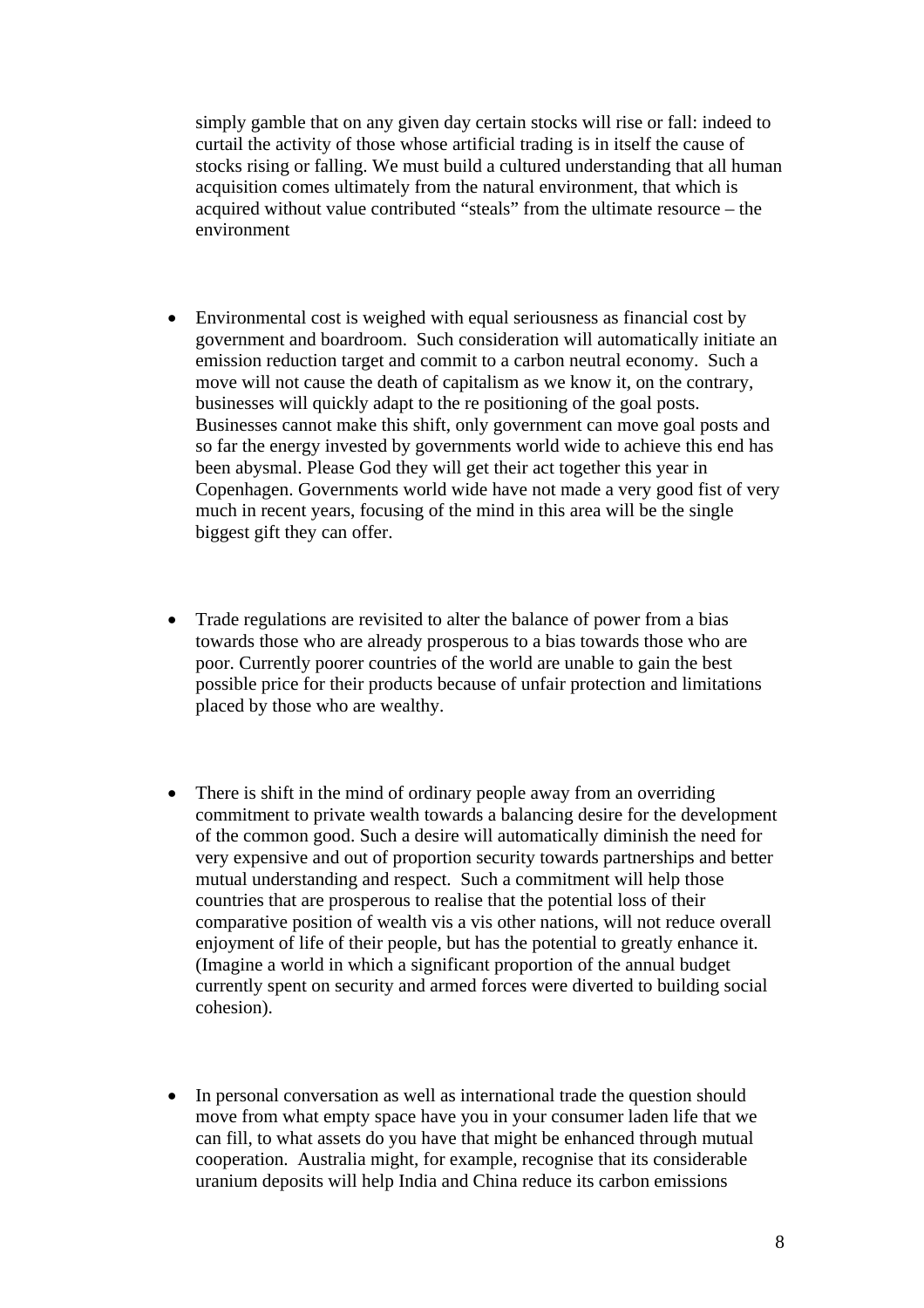simply gamble that on any given day certain stocks will rise or fall: indeed to curtail the activity of those whose artificial trading is in itself the cause of stocks rising or falling. We must build a cultured understanding that all human acquisition comes ultimately from the natural environment, that which is acquired without value contributed "steals" from the ultimate resource – the environment

- Environmental cost is weighed with equal seriousness as financial cost by government and boardroom. Such consideration will automatically initiate an emission reduction target and commit to a carbon neutral economy. Such a move will not cause the death of capitalism as we know it, on the contrary, businesses will quickly adapt to the re positioning of the goal posts. Businesses cannot make this shift, only government can move goal posts and so far the energy invested by governments world wide to achieve this end has been abysmal. Please God they will get their act together this year in Copenhagen. Governments world wide have not made a very good fist of very much in recent years, focusing of the mind in this area will be the single biggest gift they can offer.

- Trade regulations are revisited to alter the balance of power from a bias towards those who are already prosperous to a bias towards those who are poor. Currently poorer countries of the world are unable to gain the best possible price for their products because of unfair protection and limitations placed by those who are wealthy.

- There is shift in the mind of ordinary people away from an overriding commitment to private wealth towards a balancing desire for the development of the common good. Such a desire will automatically diminish the need for very expensive and out of proportion security towards partnerships and better mutual understanding and respect. Such a commitment will help those countries that are prosperous to realise that the potential loss of their comparative position of wealth vis a vis other nations, will not reduce overall enjoyment of life of their people, but has the potential to greatly enhance it. (Imagine a world in which a significant proportion of the annual budget currently spent on security and armed forces were diverted to building social cohesion).

- In personal conversation as well as international trade the question should move from what empty space have you in your consumer laden life that we can fill, to what assets do you have that might be enhanced through mutual cooperation. Australia might, for example, recognise that its considerable uranium deposits will help India and China reduce its carbon emissions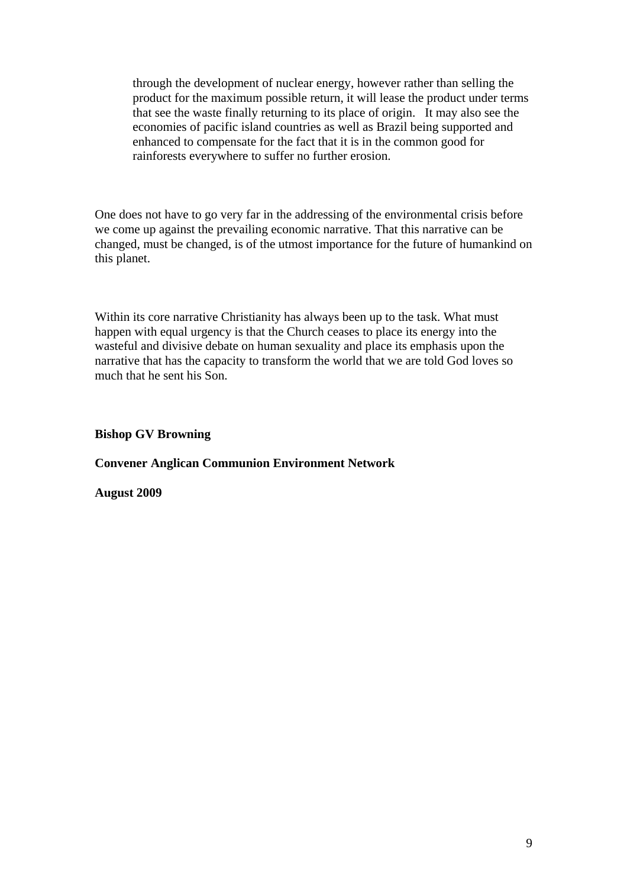> through the development of nuclear energy, however rather than selling the product for the maximum possible return, it will lease the product under terms that see the waste finally returning to its place of origin. It may also see the economies of pacific island countries as well as Brazil being supported and enhanced to compensate for the fact that it is in the common good for rainforests everywhere to suffer no further erosion.

One does not have to go very far in the addressing of the environmental crisis before we come up against the prevailing economic narrative. That this narrative can be changed, must be changed, is of the utmost importance for the future of humankind on this planet.

Within its core narrative Christianity has always been up to the task. What must happen with equal urgency is that the Church ceases to place its energy into the wasteful and divisive debate on human sexuality and place its emphasis upon the narrative that has the capacity to transform the world that we are told God loves so much that he sent his Son.

**Bishop GV Browning**

**Convener Anglican Communion Environment Network**

**August 2009**